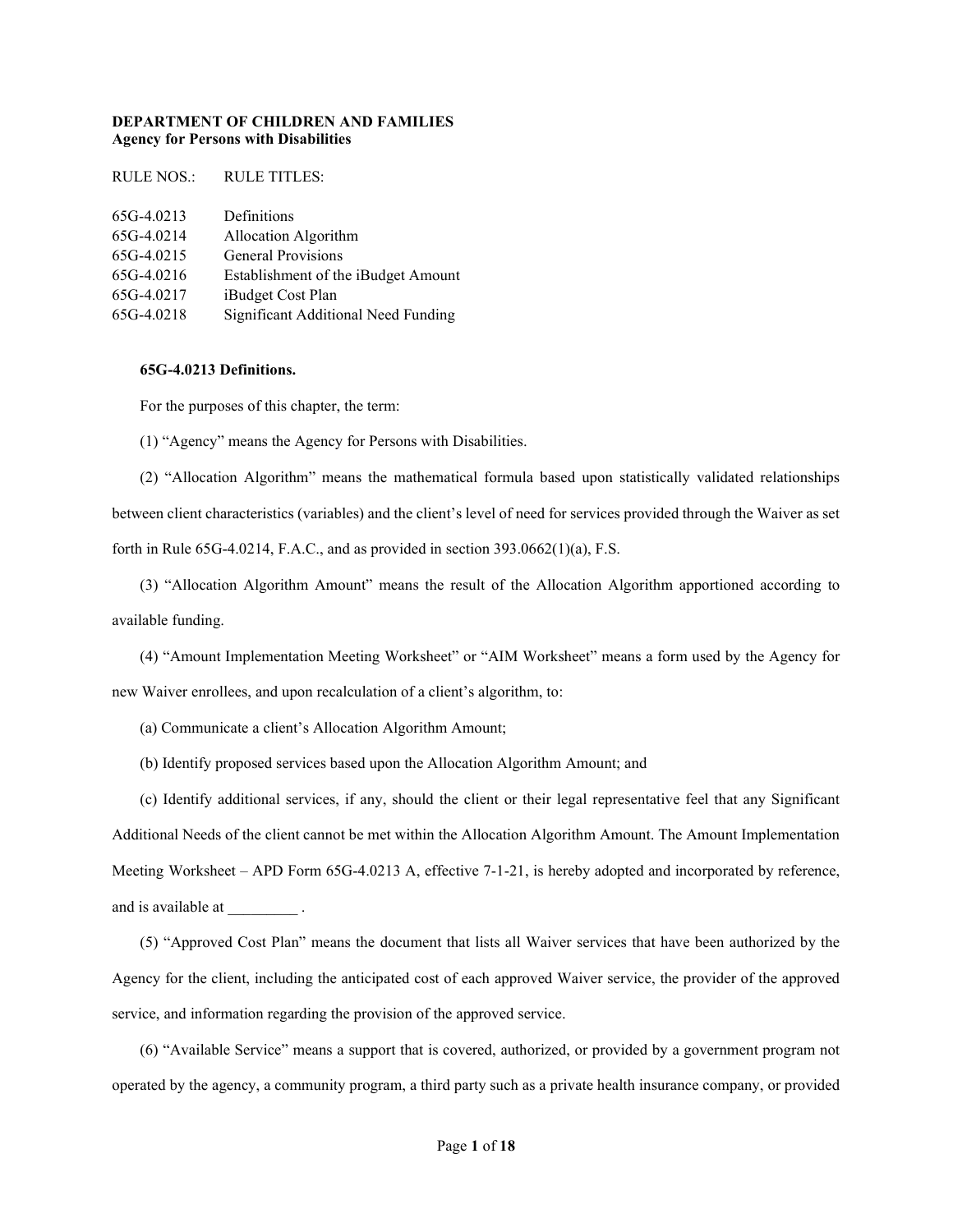**DEPARTMENT OF CHILDREN AND FAMILIES**
**Agency for Persons with Disabilities**

| RULE NOS.: | RULE TITLES: |
|---|---|
| 65G-4.0213 | Definitions |
| 65G-4.0214 | Allocation Algorithm |
| 65G-4.0215 | General Provisions |
| 65G-4.0216 | Establishment of the iBudget Amount |
| 65G-4.0217 | iBudget Cost Plan |
| 65G-4.0218 | Significant Additional Need Funding |

**65G-4.0213 Definitions.**

For the purposes of this chapter, the term:

(1) "Agency" means the Agency for Persons with Disabilities.

(2) "Allocation Algorithm" means the mathematical formula based upon statistically validated relationships between client characteristics (variables) and the client's level of need for services provided through the Waiver as set forth in Rule 65G-4.0214, F.A.C., and as provided in section 393.0662(1)(a), F.S.

(3) "Allocation Algorithm Amount" means the result of the Allocation Algorithm apportioned according to available funding.

(4) "Amount Implementation Meeting Worksheet" or "AIM Worksheet" means a form used by the Agency for new Waiver enrollees, and upon recalculation of a client's algorithm, to:

(a) Communicate a client's Allocation Algorithm Amount;

(b) Identify proposed services based upon the Allocation Algorithm Amount; and

(c) Identify additional services, if any, should the client or their legal representative feel that any Significant Additional Needs of the client cannot be met within the Allocation Algorithm Amount. The Amount Implementation Meeting Worksheet – APD Form 65G-4.0213 A, effective 7-1-21, is hereby adopted and incorporated by reference, and is available at _________ .

(5) "Approved Cost Plan" means the document that lists all Waiver services that have been authorized by the Agency for the client, including the anticipated cost of each approved Waiver service, the provider of the approved service, and information regarding the provision of the approved service.

(6) "Available Service" means a support that is covered, authorized, or provided by a government program not operated by the agency, a community program, a third party such as a private health insurance company, or provided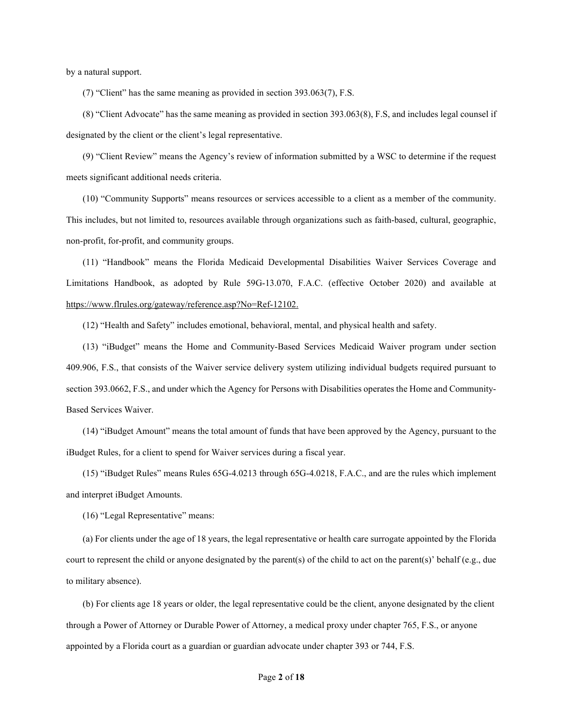by a natural support.

(7) "Client" has the same meaning as provided in section 393.063(7), F.S.

(8) "Client Advocate" has the same meaning as provided in section 393.063(8), F.S, and includes legal counsel if designated by the client or the client's legal representative.

(9) "Client Review" means the Agency's review of information submitted by a WSC to determine if the request meets significant additional needs criteria.

(10) "Community Supports" means resources or services accessible to a client as a member of the community. This includes, but not limited to, resources available through organizations such as faith-based, cultural, geographic, non-profit, for-profit, and community groups.

(11) "Handbook" means the Florida Medicaid Developmental Disabilities Waiver Services Coverage and Limitations Handbook, as adopted by Rule 59G-13.070, F.A.C. (effective October 2020) and available at https://www.flrules.org/gateway/reference.asp?No=Ref-12102.

(12) "Health and Safety" includes emotional, behavioral, mental, and physical health and safety.

(13) "iBudget" means the Home and Community-Based Services Medicaid Waiver program under section 409.906, F.S., that consists of the Waiver service delivery system utilizing individual budgets required pursuant to section 393.0662, F.S., and under which the Agency for Persons with Disabilities operates the Home and Community-Based Services Waiver.

(14) "iBudget Amount" means the total amount of funds that have been approved by the Agency, pursuant to the iBudget Rules, for a client to spend for Waiver services during a fiscal year.

(15) "iBudget Rules" means Rules 65G-4.0213 through 65G-4.0218, F.A.C., and are the rules which implement and interpret iBudget Amounts.

(16) "Legal Representative" means:

(a) For clients under the age of 18 years, the legal representative or health care surrogate appointed by the Florida court to represent the child or anyone designated by the parent(s) of the child to act on the parent(s)' behalf (e.g., due to military absence).

(b) For clients age 18 years or older, the legal representative could be the client, anyone designated by the client through a Power of Attorney or Durable Power of Attorney, a medical proxy under chapter 765, F.S., or anyone appointed by a Florida court as a guardian or guardian advocate under chapter 393 or 744, F.S.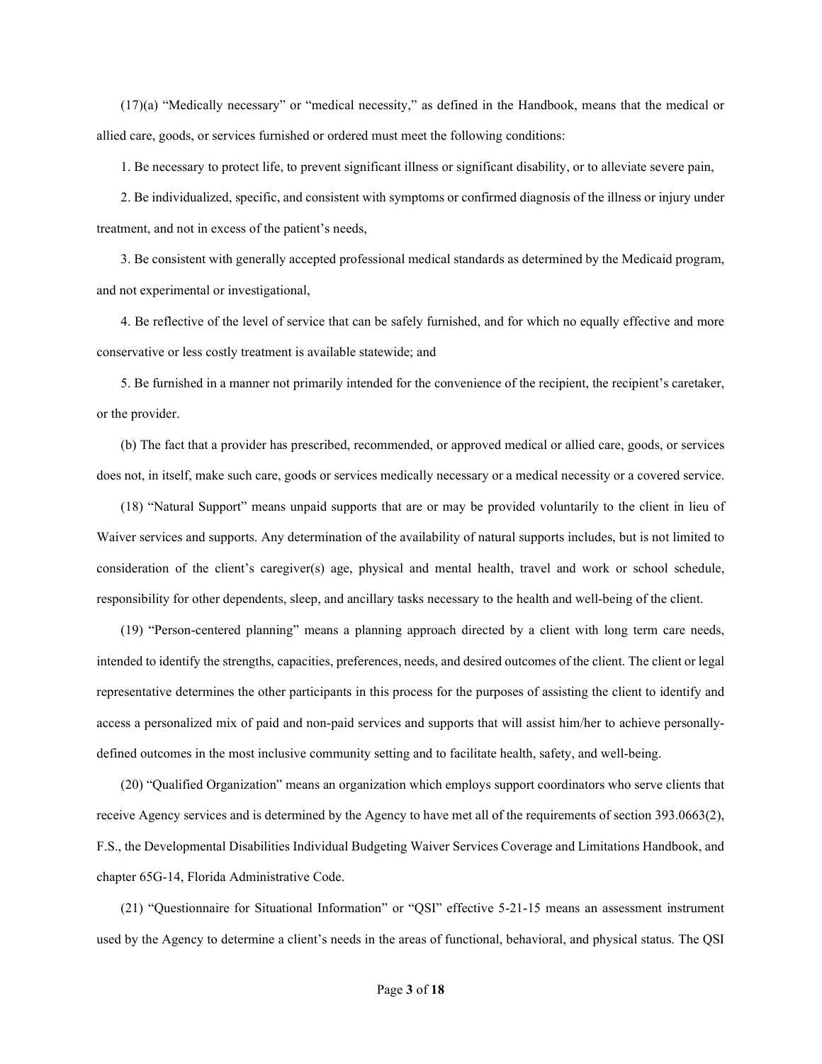(17)(a) “Medically necessary” or “medical necessity,” as defined in the Handbook, means that the medical or allied care, goods, or services furnished or ordered must meet the following conditions:

1. Be necessary to protect life, to prevent significant illness or significant disability, or to alleviate severe pain,

2. Be individualized, specific, and consistent with symptoms or confirmed diagnosis of the illness or injury under treatment, and not in excess of the patient’s needs,

3. Be consistent with generally accepted professional medical standards as determined by the Medicaid program, and not experimental or investigational,

4. Be reflective of the level of service that can be safely furnished, and for which no equally effective and more conservative or less costly treatment is available statewide; and

5. Be furnished in a manner not primarily intended for the convenience of the recipient, the recipient’s caretaker, or the provider.

(b) The fact that a provider has prescribed, recommended, or approved medical or allied care, goods, or services does not, in itself, make such care, goods or services medically necessary or a medical necessity or a covered service.

(18) “Natural Support” means unpaid supports that are or may be provided voluntarily to the client in lieu of Waiver services and supports. Any determination of the availability of natural supports includes, but is not limited to consideration of the client’s caregiver(s) age, physical and mental health, travel and work or school schedule, responsibility for other dependents, sleep, and ancillary tasks necessary to the health and well-being of the client.

(19) “Person-centered planning” means a planning approach directed by a client with long term care needs, intended to identify the strengths, capacities, preferences, needs, and desired outcomes of the client. The client or legal representative determines the other participants in this process for the purposes of assisting the client to identify and access a personalized mix of paid and non-paid services and supports that will assist him/her to achieve personally-defined outcomes in the most inclusive community setting and to facilitate health, safety, and well-being.

(20) “Qualified Organization” means an organization which employs support coordinators who serve clients that receive Agency services and is determined by the Agency to have met all of the requirements of section 393.0663(2), F.S., the Developmental Disabilities Individual Budgeting Waiver Services Coverage and Limitations Handbook, and chapter 65G-14, Florida Administrative Code.

(21) “Questionnaire for Situational Information” or “QSI” effective 5-21-15 means an assessment instrument used by the Agency to determine a client’s needs in the areas of functional, behavioral, and physical status. The QSI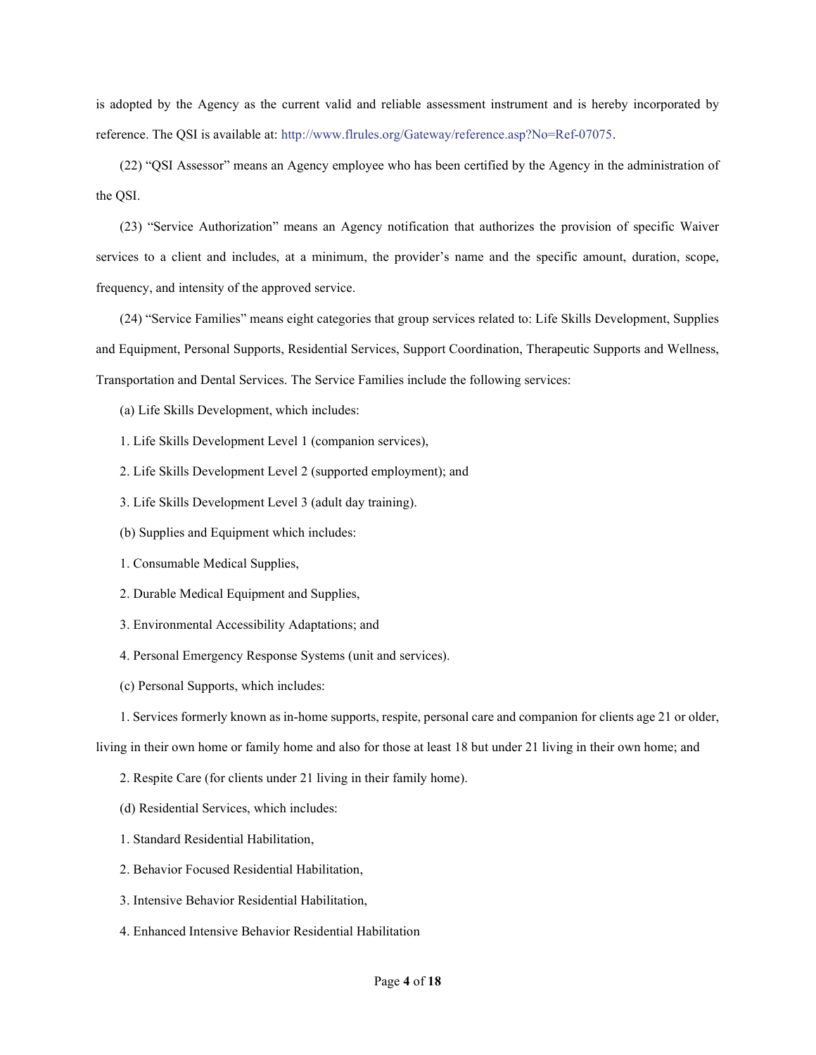is adopted by the Agency as the current valid and reliable assessment instrument and is hereby incorporated by reference. The QSI is available at: http://www.flrules.org/Gateway/reference.asp?No=Ref-07075.

(22) “QSI Assessor” means an Agency employee who has been certified by the Agency in the administration of the QSI.

(23) “Service Authorization” means an Agency notification that authorizes the provision of specific Waiver services to a client and includes, at a minimum, the provider’s name and the specific amount, duration, scope, frequency, and intensity of the approved service.

(24) “Service Families” means eight categories that group services related to: Life Skills Development, Supplies and Equipment, Personal Supports, Residential Services, Support Coordination, Therapeutic Supports and Wellness, Transportation and Dental Services. The Service Families include the following services:

(a) Life Skills Development, which includes:

1. Life Skills Development Level 1 (companion services),

2. Life Skills Development Level 2 (supported employment); and

3. Life Skills Development Level 3 (adult day training).

(b) Supplies and Equipment which includes:

1. Consumable Medical Supplies,

2. Durable Medical Equipment and Supplies,

3. Environmental Accessibility Adaptations; and

4. Personal Emergency Response Systems (unit and services).

(c) Personal Supports, which includes:

1. Services formerly known as in-home supports, respite, personal care and companion for clients age 21 or older, living in their own home or family home and also for those at least 18 but under 21 living in their own home; and

2. Respite Care (for clients under 21 living in their family home).

(d) Residential Services, which includes:

1. Standard Residential Habilitation,

2. Behavior Focused Residential Habilitation,

3. Intensive Behavior Residential Habilitation,

4. Enhanced Intensive Behavior Residential Habilitation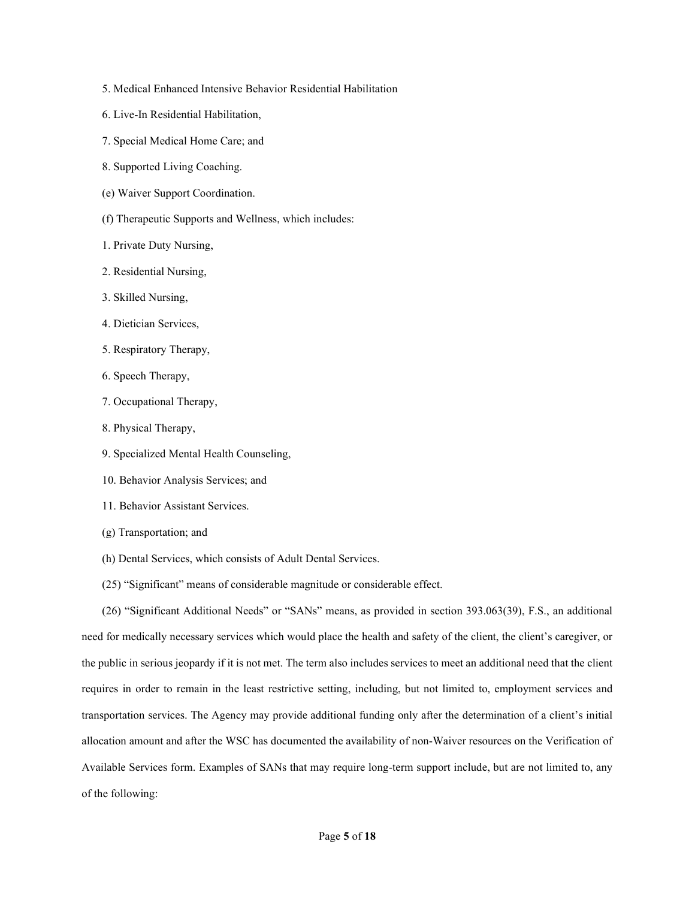5. Medical Enhanced Intensive Behavior Residential Habilitation

6. Live-In Residential Habilitation,

7. Special Medical Home Care; and

8. Supported Living Coaching.

(e) Waiver Support Coordination.

(f) Therapeutic Supports and Wellness, which includes:

1. Private Duty Nursing,

2. Residential Nursing,

3. Skilled Nursing,

4. Dietician Services,

5. Respiratory Therapy,

6. Speech Therapy,

7. Occupational Therapy,

8. Physical Therapy,

9. Specialized Mental Health Counseling,

10. Behavior Analysis Services; and

11. Behavior Assistant Services.

(g) Transportation; and

(h) Dental Services, which consists of Adult Dental Services.

(25) "Significant" means of considerable magnitude or considerable effect.

(26) "Significant Additional Needs" or "SANs" means, as provided in section 393.063(39), F.S., an additional need for medically necessary services which would place the health and safety of the client, the client's caregiver, or the public in serious jeopardy if it is not met. The term also includes services to meet an additional need that the client requires in order to remain in the least restrictive setting, including, but not limited to, employment services and transportation services. The Agency may provide additional funding only after the determination of a client's initial allocation amount and after the WSC has documented the availability of non-Waiver resources on the Verification of Available Services form. Examples of SANs that may require long-term support include, but are not limited to, any of the following: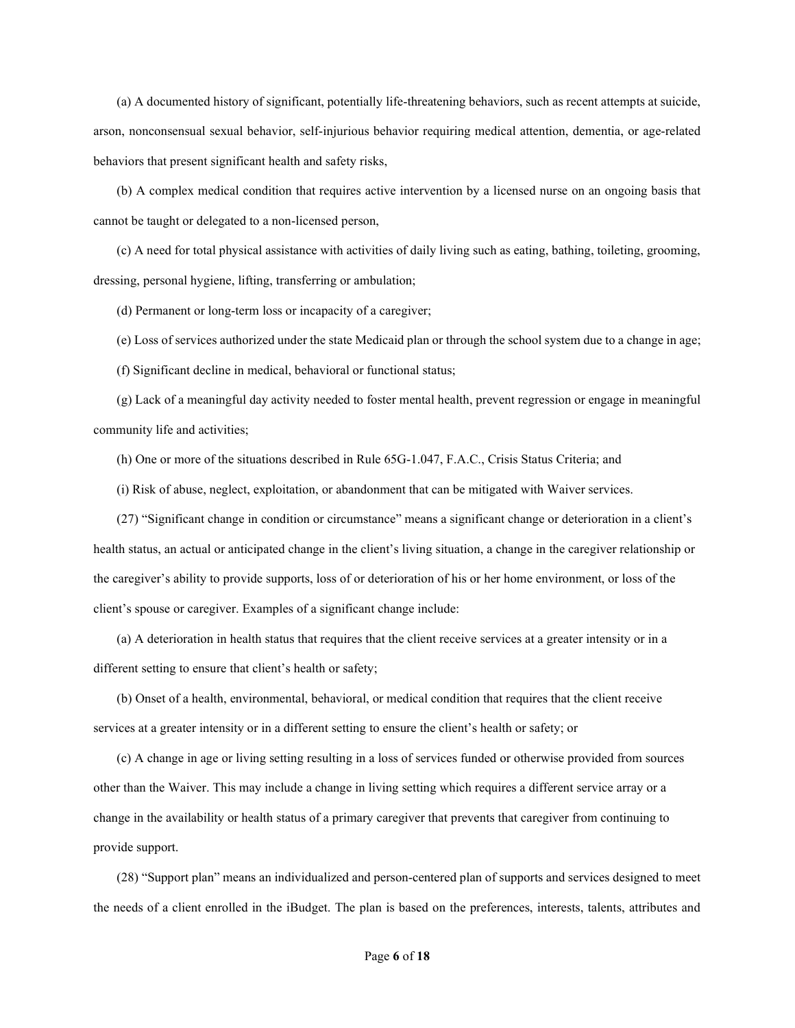(a) A documented history of significant, potentially life-threatening behaviors, such as recent attempts at suicide, arson, nonconsensual sexual behavior, self-injurious behavior requiring medical attention, dementia, or age-related behaviors that present significant health and safety risks,

(b) A complex medical condition that requires active intervention by a licensed nurse on an ongoing basis that cannot be taught or delegated to a non-licensed person,

(c) A need for total physical assistance with activities of daily living such as eating, bathing, toileting, grooming, dressing, personal hygiene, lifting, transferring or ambulation;

(d) Permanent or long-term loss or incapacity of a caregiver;

(e) Loss of services authorized under the state Medicaid plan or through the school system due to a change in age;

(f) Significant decline in medical, behavioral or functional status;

(g) Lack of a meaningful day activity needed to foster mental health, prevent regression or engage in meaningful community life and activities;

(h) One or more of the situations described in Rule 65G-1.047, F.A.C., Crisis Status Criteria; and

(i) Risk of abuse, neglect, exploitation, or abandonment that can be mitigated with Waiver services.

(27) "Significant change in condition or circumstance" means a significant change or deterioration in a client's health status, an actual or anticipated change in the client's living situation, a change in the caregiver relationship or the caregiver's ability to provide supports, loss of or deterioration of his or her home environment, or loss of the client's spouse or caregiver. Examples of a significant change include:

(a) A deterioration in health status that requires that the client receive services at a greater intensity or in a different setting to ensure that client's health or safety;

(b) Onset of a health, environmental, behavioral, or medical condition that requires that the client receive services at a greater intensity or in a different setting to ensure the client's health or safety; or

(c) A change in age or living setting resulting in a loss of services funded or otherwise provided from sources other than the Waiver. This may include a change in living setting which requires a different service array or a change in the availability or health status of a primary caregiver that prevents that caregiver from continuing to provide support.

(28) "Support plan" means an individualized and person-centered plan of supports and services designed to meet the needs of a client enrolled in the iBudget. The plan is based on the preferences, interests, talents, attributes and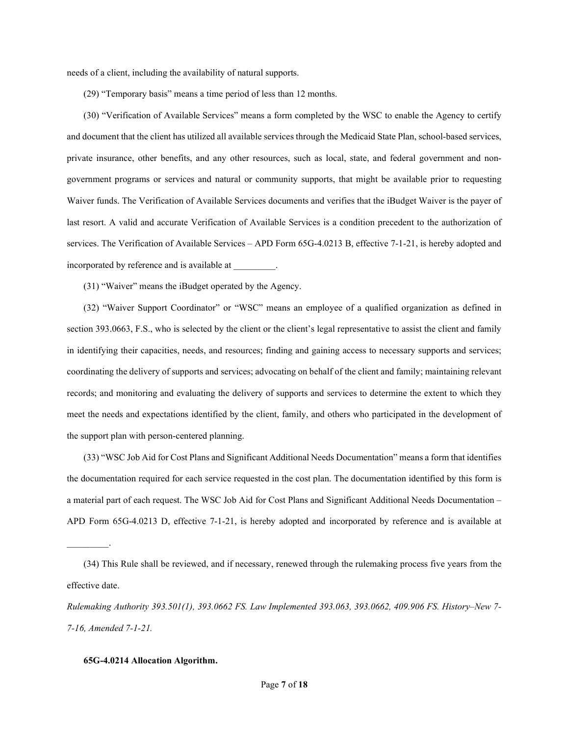needs of a client, including the availability of natural supports.

(29) “Temporary basis” means a time period of less than 12 months.

(30) “Verification of Available Services” means a form completed by the WSC to enable the Agency to certify and document that the client has utilized all available services through the Medicaid State Plan, school-based services, private insurance, other benefits, and any other resources, such as local, state, and federal government and non-government programs or services and natural or community supports, that might be available prior to requesting Waiver funds. The Verification of Available Services documents and verifies that the iBudget Waiver is the payer of last resort. A valid and accurate Verification of Available Services is a condition precedent to the authorization of services. The Verification of Available Services – APD Form 65G-4.0213 B, effective 7-1-21, is hereby adopted and incorporated by reference and is available at _________.

(31) “Waiver” means the iBudget operated by the Agency.

(32) “Waiver Support Coordinator” or “WSC” means an employee of a qualified organization as defined in section 393.0663, F.S., who is selected by the client or the client’s legal representative to assist the client and family in identifying their capacities, needs, and resources; finding and gaining access to necessary supports and services; coordinating the delivery of supports and services; advocating on behalf of the client and family; maintaining relevant records; and monitoring and evaluating the delivery of supports and services to determine the extent to which they meet the needs and expectations identified by the client, family, and others who participated in the development of the support plan with person-centered planning.

(33) “WSC Job Aid for Cost Plans and Significant Additional Needs Documentation” means a form that identifies the documentation required for each service requested in the cost plan. The documentation identified by this form is a material part of each request. The WSC Job Aid for Cost Plans and Significant Additional Needs Documentation – APD Form 65G-4.0213 D, effective 7-1-21, is hereby adopted and incorporated by reference and is available at _________.

(34) This Rule shall be reviewed, and if necessary, renewed through the rulemaking process five years from the effective date.

*Rulemaking Authority 393.501(1), 393.0662 FS. Law Implemented 393.063, 393.0662, 409.906 FS. History–New 7-7-16, Amended 7-1-21.*

**65G-4.0214 Allocation Algorithm.**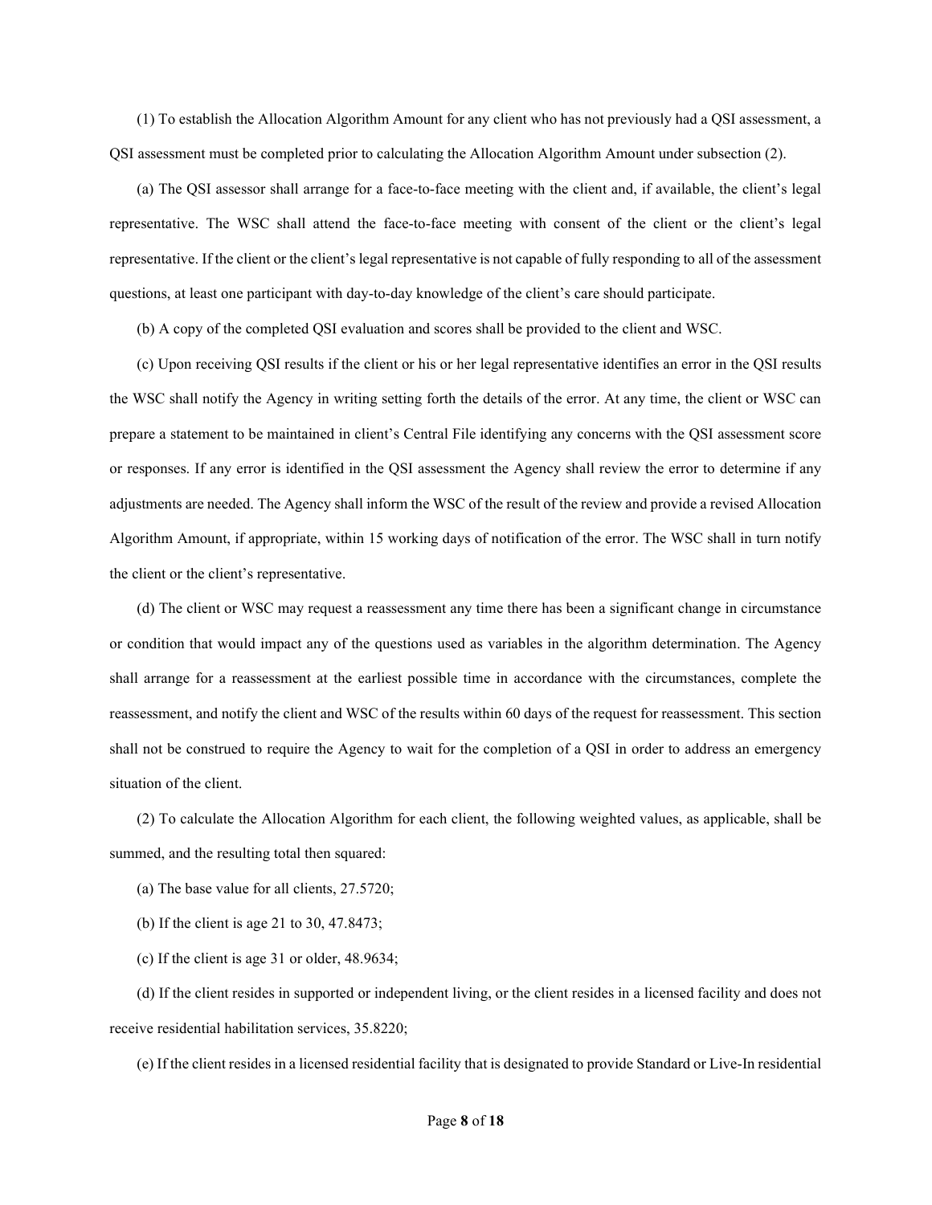(1) To establish the Allocation Algorithm Amount for any client who has not previously had a QSI assessment, a QSI assessment must be completed prior to calculating the Allocation Algorithm Amount under subsection (2).

(a) The QSI assessor shall arrange for a face-to-face meeting with the client and, if available, the client's legal representative. The WSC shall attend the face-to-face meeting with consent of the client or the client's legal representative. If the client or the client's legal representative is not capable of fully responding to all of the assessment questions, at least one participant with day-to-day knowledge of the client's care should participate.

(b) A copy of the completed QSI evaluation and scores shall be provided to the client and WSC.

(c) Upon receiving QSI results if the client or his or her legal representative identifies an error in the QSI results the WSC shall notify the Agency in writing setting forth the details of the error. At any time, the client or WSC can prepare a statement to be maintained in client's Central File identifying any concerns with the QSI assessment score or responses. If any error is identified in the QSI assessment the Agency shall review the error to determine if any adjustments are needed. The Agency shall inform the WSC of the result of the review and provide a revised Allocation Algorithm Amount, if appropriate, within 15 working days of notification of the error. The WSC shall in turn notify the client or the client's representative.

(d) The client or WSC may request a reassessment any time there has been a significant change in circumstance or condition that would impact any of the questions used as variables in the algorithm determination. The Agency shall arrange for a reassessment at the earliest possible time in accordance with the circumstances, complete the reassessment, and notify the client and WSC of the results within 60 days of the request for reassessment. This section shall not be construed to require the Agency to wait for the completion of a QSI in order to address an emergency situation of the client.

(2) To calculate the Allocation Algorithm for each client, the following weighted values, as applicable, shall be summed, and the resulting total then squared:

(a) The base value for all clients, 27.5720;

(b) If the client is age 21 to 30, 47.8473;

(c) If the client is age 31 or older, 48.9634;

(d) If the client resides in supported or independent living, or the client resides in a licensed facility and does not receive residential habilitation services, 35.8220;

(e) If the client resides in a licensed residential facility that is designated to provide Standard or Live-In residential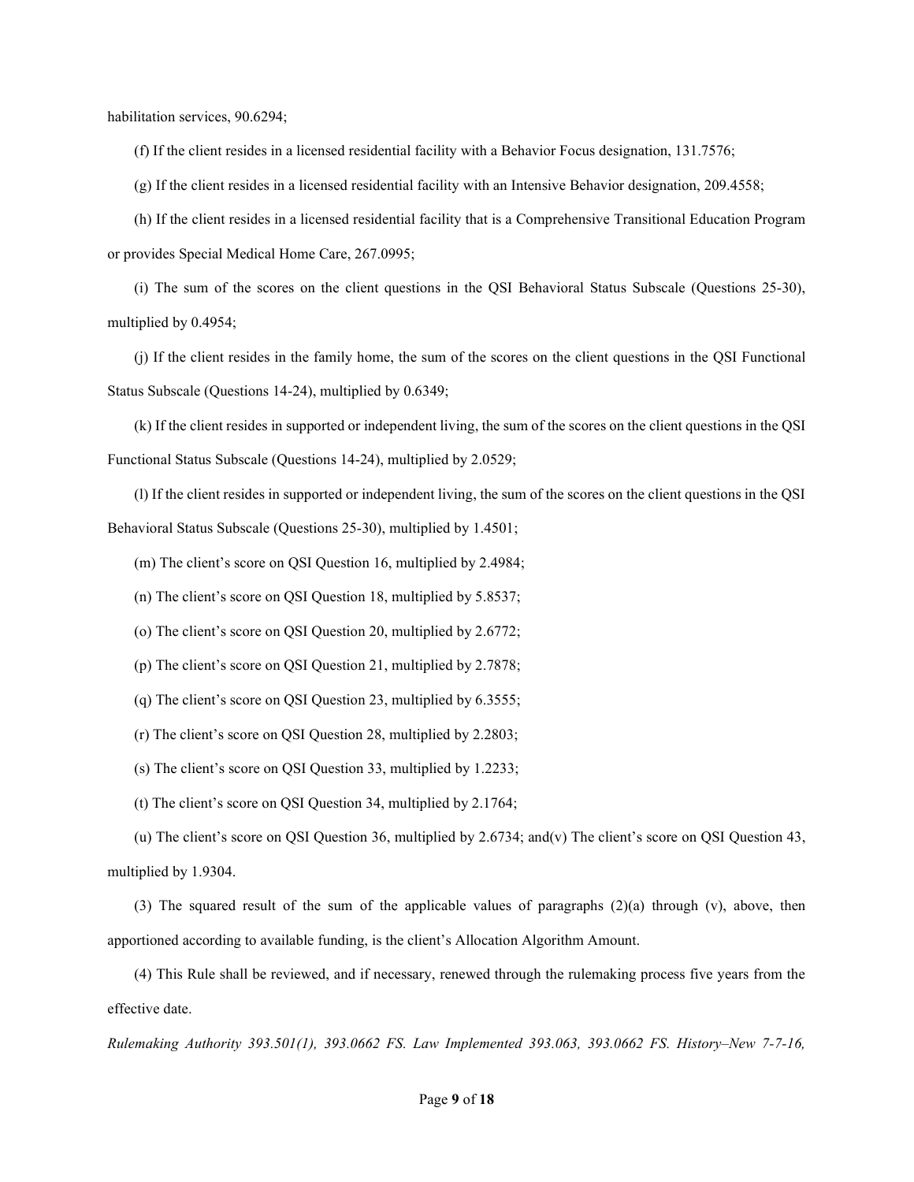habilitation services, 90.6294;

(f) If the client resides in a licensed residential facility with a Behavior Focus designation, 131.7576;

(g) If the client resides in a licensed residential facility with an Intensive Behavior designation, 209.4558;

(h) If the client resides in a licensed residential facility that is a Comprehensive Transitional Education Program or provides Special Medical Home Care, 267.0995;

(i) The sum of the scores on the client questions in the QSI Behavioral Status Subscale (Questions 25-30), multiplied by 0.4954;

(j) If the client resides in the family home, the sum of the scores on the client questions in the QSI Functional Status Subscale (Questions 14-24), multiplied by 0.6349;

(k) If the client resides in supported or independent living, the sum of the scores on the client questions in the QSI Functional Status Subscale (Questions 14-24), multiplied by 2.0529;

(l) If the client resides in supported or independent living, the sum of the scores on the client questions in the QSI Behavioral Status Subscale (Questions 25-30), multiplied by 1.4501;

(m) The client's score on QSI Question 16, multiplied by 2.4984;

(n) The client's score on QSI Question 18, multiplied by 5.8537;

(o) The client's score on QSI Question 20, multiplied by 2.6772;

(p) The client's score on QSI Question 21, multiplied by 2.7878;

(q) The client's score on QSI Question 23, multiplied by 6.3555;

(r) The client's score on QSI Question 28, multiplied by 2.2803;

(s) The client's score on QSI Question 33, multiplied by 1.2233;

(t) The client's score on QSI Question 34, multiplied by 2.1764;

(u) The client's score on QSI Question 36, multiplied by 2.6734; and(v) The client's score on QSI Question 43, multiplied by 1.9304.

(3) The squared result of the sum of the applicable values of paragraphs (2)(a) through (v), above, then apportioned according to available funding, is the client's Allocation Algorithm Amount.

(4) This Rule shall be reviewed, and if necessary, renewed through the rulemaking process five years from the effective date.

*Rulemaking Authority 393.501(1), 393.0662 FS. Law Implemented 393.063, 393.0662 FS. History–New 7-7-16,*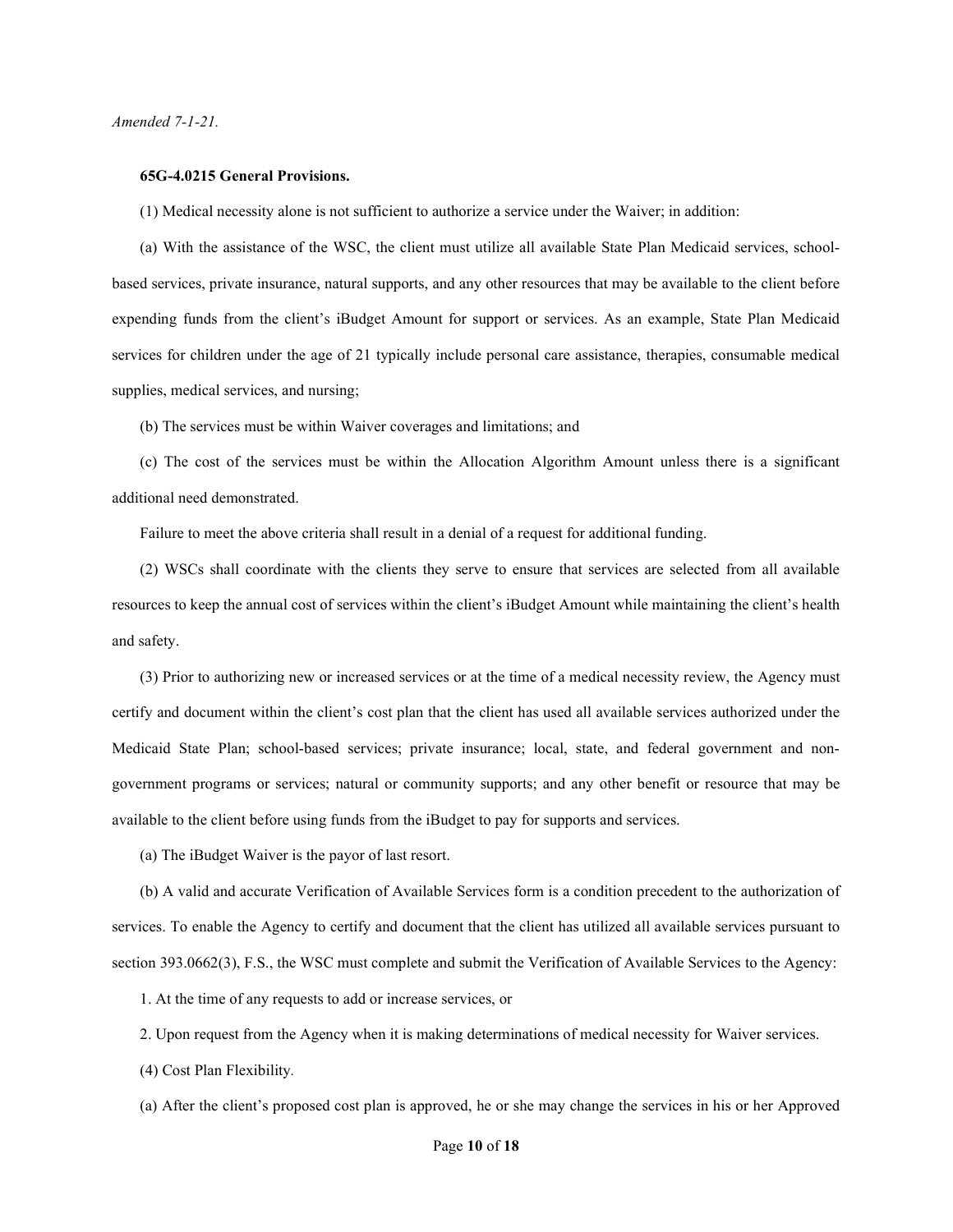*Amended 7-1-21.*

**65G-4.0215 General Provisions.**

(1) Medical necessity alone is not sufficient to authorize a service under the Waiver; in addition:

(a) With the assistance of the WSC, the client must utilize all available State Plan Medicaid services, school-based services, private insurance, natural supports, and any other resources that may be available to the client before expending funds from the client's iBudget Amount for support or services. As an example, State Plan Medicaid services for children under the age of 21 typically include personal care assistance, therapies, consumable medical supplies, medical services, and nursing;

(b) The services must be within Waiver coverages and limitations; and

(c) The cost of the services must be within the Allocation Algorithm Amount unless there is a significant additional need demonstrated.

Failure to meet the above criteria shall result in a denial of a request for additional funding.

(2) WSCs shall coordinate with the clients they serve to ensure that services are selected from all available resources to keep the annual cost of services within the client's iBudget Amount while maintaining the client's health and safety.

(3) Prior to authorizing new or increased services or at the time of a medical necessity review, the Agency must certify and document within the client's cost plan that the client has used all available services authorized under the Medicaid State Plan; school-based services; private insurance; local, state, and federal government and non-government programs or services; natural or community supports; and any other benefit or resource that may be available to the client before using funds from the iBudget to pay for supports and services.

(a) The iBudget Waiver is the payor of last resort.

(b) A valid and accurate Verification of Available Services form is a condition precedent to the authorization of services. To enable the Agency to certify and document that the client has utilized all available services pursuant to section 393.0662(3), F.S., the WSC must complete and submit the Verification of Available Services to the Agency:

1. At the time of any requests to add or increase services, or

2. Upon request from the Agency when it is making determinations of medical necessity for Waiver services.

(4) Cost Plan Flexibility.

(a) After the client's proposed cost plan is approved, he or she may change the services in his or her Approved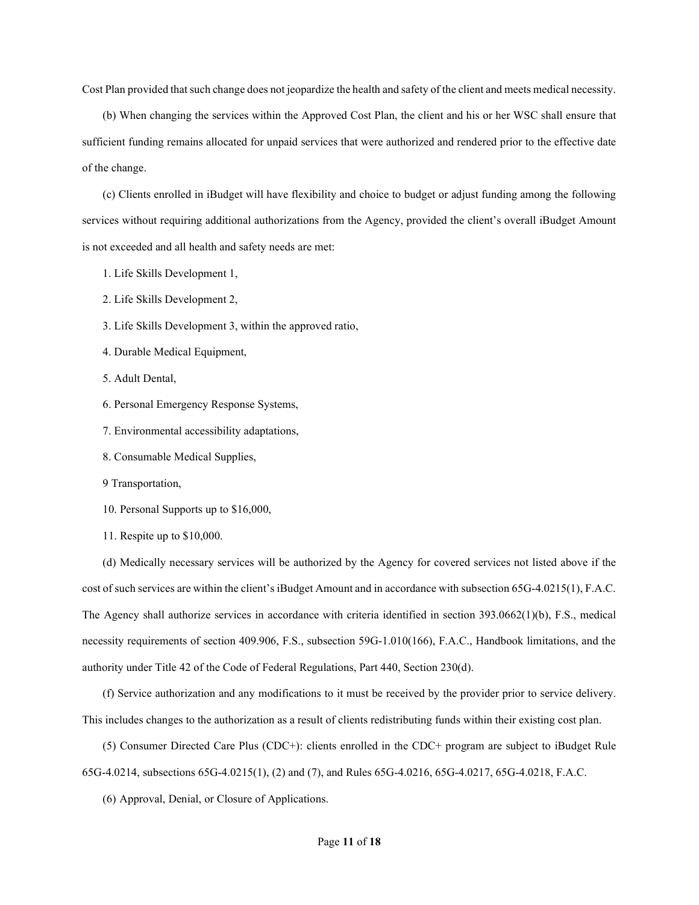Cost Plan provided that such change does not jeopardize the health and safety of the client and meets medical necessity.

(b) When changing the services within the Approved Cost Plan, the client and his or her WSC shall ensure that sufficient funding remains allocated for unpaid services that were authorized and rendered prior to the effective date of the change.

(c) Clients enrolled in iBudget will have flexibility and choice to budget or adjust funding among the following services without requiring additional authorizations from the Agency, provided the client's overall iBudget Amount is not exceeded and all health and safety needs are met:

1. Life Skills Development 1,

2. Life Skills Development 2,

3. Life Skills Development 3, within the approved ratio,

4. Durable Medical Equipment,

5. Adult Dental,

6. Personal Emergency Response Systems,

7. Environmental accessibility adaptations,

8. Consumable Medical Supplies,

9 Transportation,

10. Personal Supports up to $16,000,

11. Respite up to $10,000.

(d) Medically necessary services will be authorized by the Agency for covered services not listed above if the cost of such services are within the client's iBudget Amount and in accordance with subsection 65G-4.0215(1), F.A.C. The Agency shall authorize services in accordance with criteria identified in section 393.0662(1)(b), F.S., medical necessity requirements of section 409.906, F.S., subsection 59G-1.010(166), F.A.C., Handbook limitations, and the authority under Title 42 of the Code of Federal Regulations, Part 440, Section 230(d).

(f) Service authorization and any modifications to it must be received by the provider prior to service delivery. This includes changes to the authorization as a result of clients redistributing funds within their existing cost plan.

(5) Consumer Directed Care Plus (CDC+): clients enrolled in the CDC+ program are subject to iBudget Rule 65G-4.0214, subsections 65G-4.0215(1), (2) and (7), and Rules 65G-4.0216, 65G-4.0217, 65G-4.0218, F.A.C.

(6) Approval, Denial, or Closure of Applications.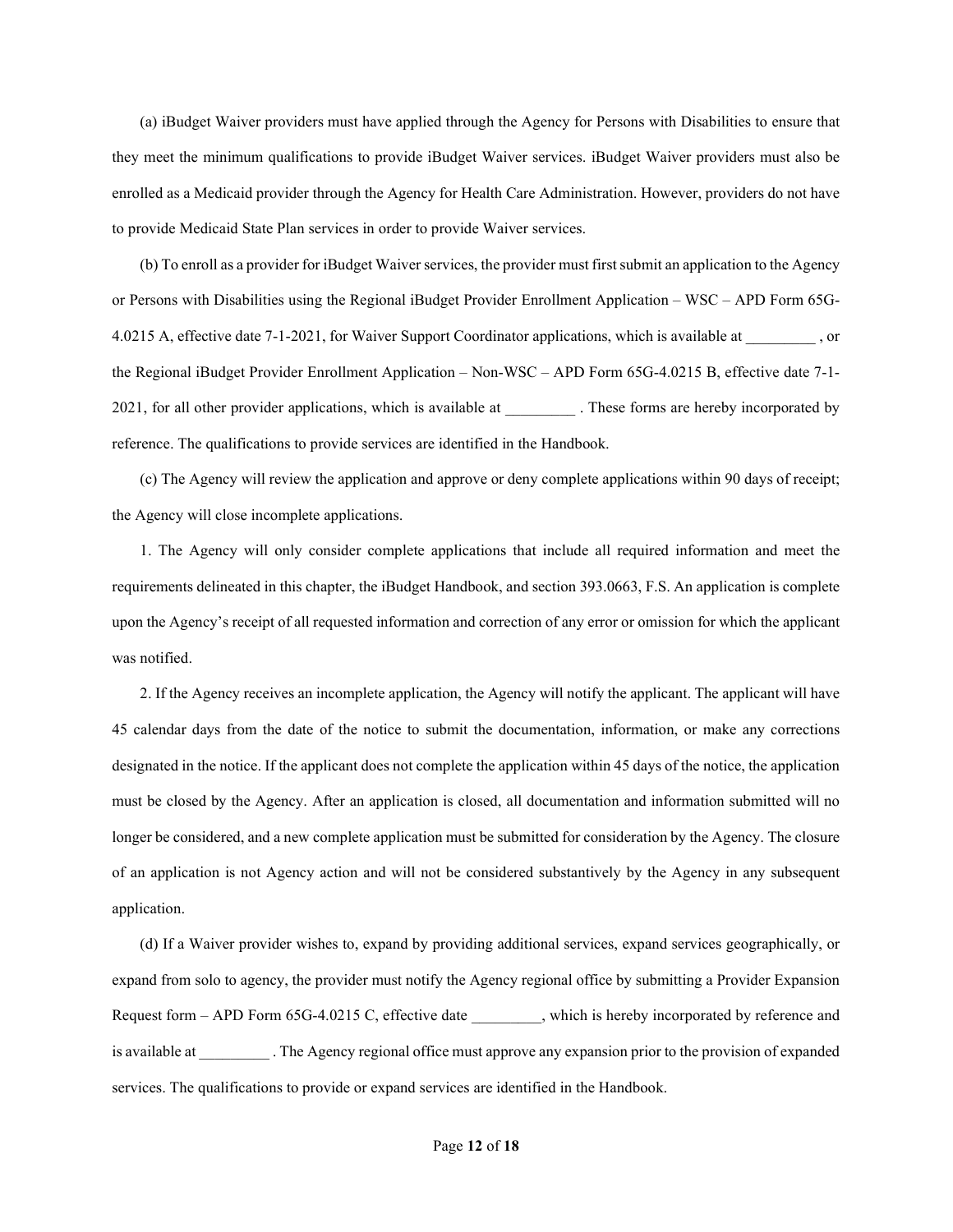(a) iBudget Waiver providers must have applied through the Agency for Persons with Disabilities to ensure that they meet the minimum qualifications to provide iBudget Waiver services. iBudget Waiver providers must also be enrolled as a Medicaid provider through the Agency for Health Care Administration. However, providers do not have to provide Medicaid State Plan services in order to provide Waiver services.

(b) To enroll as a provider for iBudget Waiver services, the provider must first submit an application to the Agency or Persons with Disabilities using the Regional iBudget Provider Enrollment Application – WSC – APD Form 65G-4.0215 A, effective date 7-1-2021, for Waiver Support Coordinator applications, which is available at _________ , or the Regional iBudget Provider Enrollment Application – Non-WSC – APD Form 65G-4.0215 B, effective date 7-1-2021, for all other provider applications, which is available at _________ . These forms are hereby incorporated by reference. The qualifications to provide services are identified in the Handbook.

(c) The Agency will review the application and approve or deny complete applications within 90 days of receipt; the Agency will close incomplete applications.

1. The Agency will only consider complete applications that include all required information and meet the requirements delineated in this chapter, the iBudget Handbook, and section 393.0663, F.S. An application is complete upon the Agency's receipt of all requested information and correction of any error or omission for which the applicant was notified.

2. If the Agency receives an incomplete application, the Agency will notify the applicant. The applicant will have 45 calendar days from the date of the notice to submit the documentation, information, or make any corrections designated in the notice. If the applicant does not complete the application within 45 days of the notice, the application must be closed by the Agency. After an application is closed, all documentation and information submitted will no longer be considered, and a new complete application must be submitted for consideration by the Agency. The closure of an application is not Agency action and will not be considered substantively by the Agency in any subsequent application.

(d) If a Waiver provider wishes to, expand by providing additional services, expand services geographically, or expand from solo to agency, the provider must notify the Agency regional office by submitting a Provider Expansion Request form – APD Form 65G-4.0215 C, effective date _________, which is hereby incorporated by reference and is available at _________ . The Agency regional office must approve any expansion prior to the provision of expanded services. The qualifications to provide or expand services are identified in the Handbook.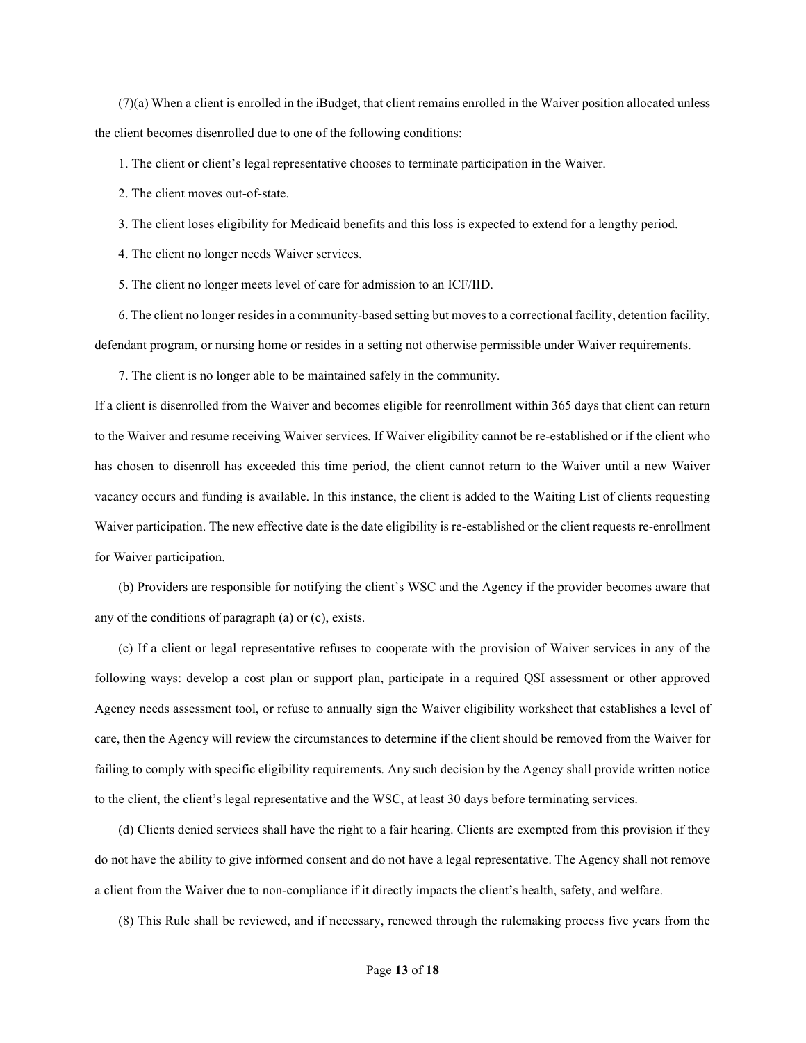(7)(a) When a client is enrolled in the iBudget, that client remains enrolled in the Waiver position allocated unless the client becomes disenrolled due to one of the following conditions:

1. The client or client's legal representative chooses to terminate participation in the Waiver.

2. The client moves out-of-state.

3. The client loses eligibility for Medicaid benefits and this loss is expected to extend for a lengthy period.

4. The client no longer needs Waiver services.

5. The client no longer meets level of care for admission to an ICF/IID.

6. The client no longer resides in a community-based setting but moves to a correctional facility, detention facility, defendant program, or nursing home or resides in a setting not otherwise permissible under Waiver requirements.

7. The client is no longer able to be maintained safely in the community.

If a client is disenrolled from the Waiver and becomes eligible for reenrollment within 365 days that client can return to the Waiver and resume receiving Waiver services. If Waiver eligibility cannot be re-established or if the client who has chosen to disenroll has exceeded this time period, the client cannot return to the Waiver until a new Waiver vacancy occurs and funding is available. In this instance, the client is added to the Waiting List of clients requesting Waiver participation. The new effective date is the date eligibility is re-established or the client requests re-enrollment for Waiver participation.

(b) Providers are responsible for notifying the client's WSC and the Agency if the provider becomes aware that any of the conditions of paragraph (a) or (c), exists.

(c) If a client or legal representative refuses to cooperate with the provision of Waiver services in any of the following ways: develop a cost plan or support plan, participate in a required QSI assessment or other approved Agency needs assessment tool, or refuse to annually sign the Waiver eligibility worksheet that establishes a level of care, then the Agency will review the circumstances to determine if the client should be removed from the Waiver for failing to comply with specific eligibility requirements. Any such decision by the Agency shall provide written notice to the client, the client's legal representative and the WSC, at least 30 days before terminating services.

(d) Clients denied services shall have the right to a fair hearing. Clients are exempted from this provision if they do not have the ability to give informed consent and do not have a legal representative. The Agency shall not remove a client from the Waiver due to non-compliance if it directly impacts the client's health, safety, and welfare.

(8) This Rule shall be reviewed, and if necessary, renewed through the rulemaking process five years from the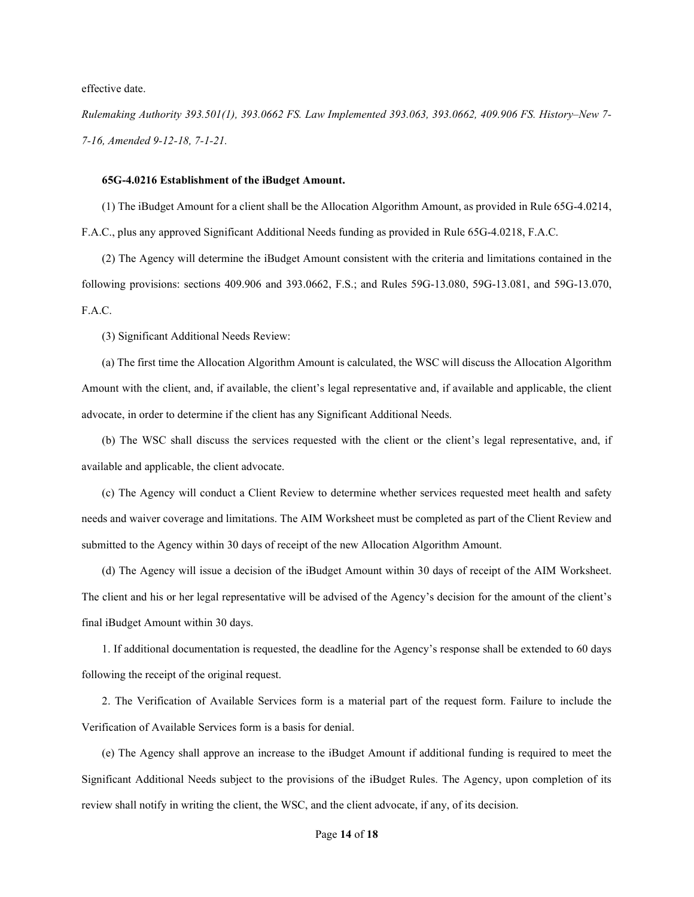effective date.

*Rulemaking Authority 393.501(1), 393.0662 FS. Law Implemented 393.063, 393.0662, 409.906 FS. History–New 7-7-16, Amended 9-12-18, 7-1-21.*

**65G-4.0216 Establishment of the iBudget Amount.**

(1) The iBudget Amount for a client shall be the Allocation Algorithm Amount, as provided in Rule 65G-4.0214, F.A.C., plus any approved Significant Additional Needs funding as provided in Rule 65G-4.0218, F.A.C.

(2) The Agency will determine the iBudget Amount consistent with the criteria and limitations contained in the following provisions: sections 409.906 and 393.0662, F.S.; and Rules 59G-13.080, 59G-13.081, and 59G-13.070, F.A.C.

(3) Significant Additional Needs Review:

(a) The first time the Allocation Algorithm Amount is calculated, the WSC will discuss the Allocation Algorithm Amount with the client, and, if available, the client's legal representative and, if available and applicable, the client advocate, in order to determine if the client has any Significant Additional Needs.

(b) The WSC shall discuss the services requested with the client or the client's legal representative, and, if available and applicable, the client advocate.

(c) The Agency will conduct a Client Review to determine whether services requested meet health and safety needs and waiver coverage and limitations. The AIM Worksheet must be completed as part of the Client Review and submitted to the Agency within 30 days of receipt of the new Allocation Algorithm Amount.

(d) The Agency will issue a decision of the iBudget Amount within 30 days of receipt of the AIM Worksheet. The client and his or her legal representative will be advised of the Agency's decision for the amount of the client's final iBudget Amount within 30 days.

1. If additional documentation is requested, the deadline for the Agency's response shall be extended to 60 days following the receipt of the original request.

2. The Verification of Available Services form is a material part of the request form. Failure to include the Verification of Available Services form is a basis for denial.

(e) The Agency shall approve an increase to the iBudget Amount if additional funding is required to meet the Significant Additional Needs subject to the provisions of the iBudget Rules. The Agency, upon completion of its review shall notify in writing the client, the WSC, and the client advocate, if any, of its decision.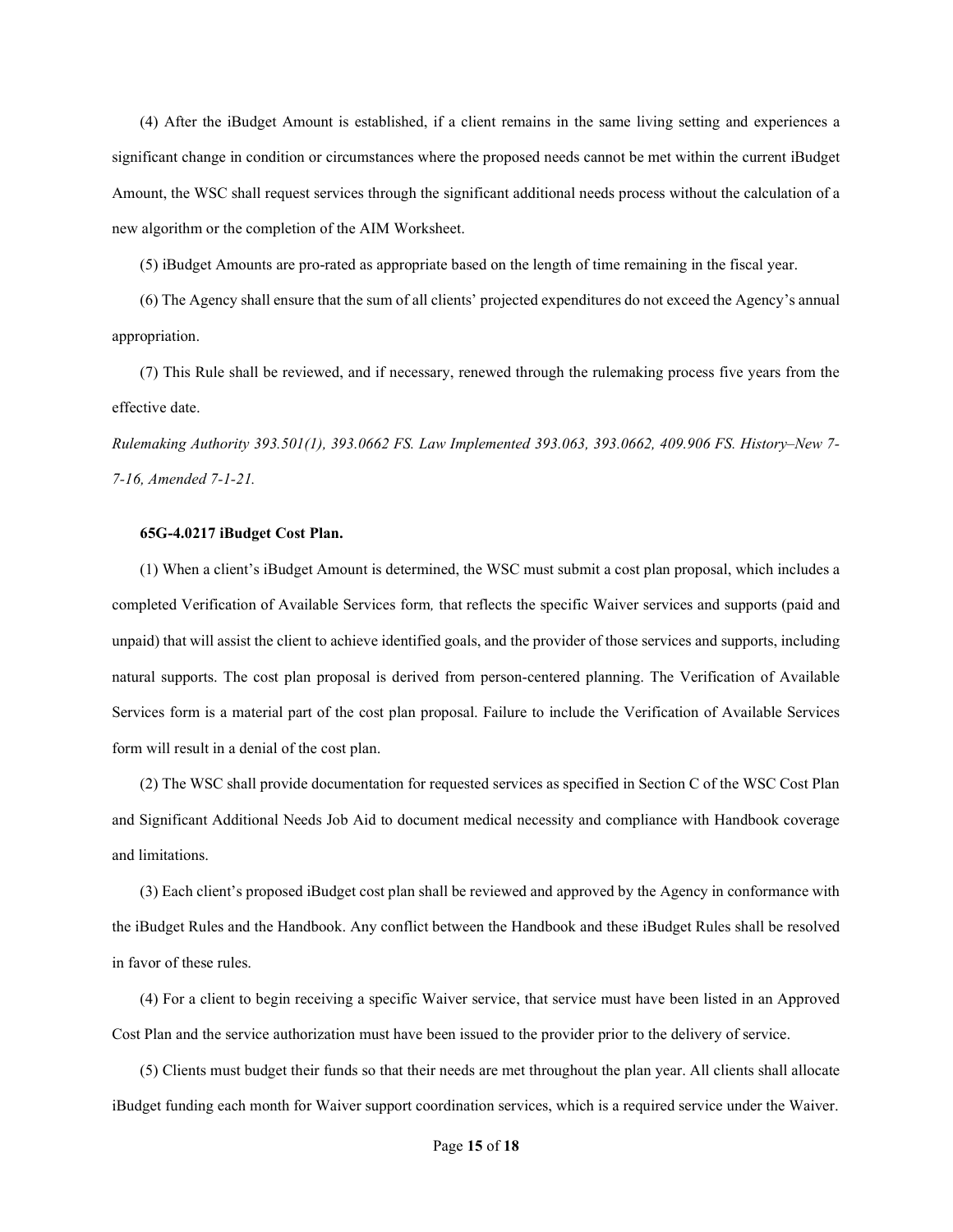(4) After the iBudget Amount is established, if a client remains in the same living setting and experiences a significant change in condition or circumstances where the proposed needs cannot be met within the current iBudget Amount, the WSC shall request services through the significant additional needs process without the calculation of a new algorithm or the completion of the AIM Worksheet.

(5) iBudget Amounts are pro-rated as appropriate based on the length of time remaining in the fiscal year.

(6) The Agency shall ensure that the sum of all clients' projected expenditures do not exceed the Agency's annual appropriation.

(7) This Rule shall be reviewed, and if necessary, renewed through the rulemaking process five years from the effective date.

*Rulemaking Authority 393.501(1), 393.0662 FS. Law Implemented 393.063, 393.0662, 409.906 FS. History–New 7-7-16, Amended 7-1-21.*

**65G-4.0217 iBudget Cost Plan.**

(1) When a client's iBudget Amount is determined, the WSC must submit a cost plan proposal, which includes a completed Verification of Available Services form*,* that reflects the specific Waiver services and supports (paid and unpaid) that will assist the client to achieve identified goals, and the provider of those services and supports, including natural supports. The cost plan proposal is derived from person-centered planning. The Verification of Available Services form is a material part of the cost plan proposal. Failure to include the Verification of Available Services form will result in a denial of the cost plan.

(2) The WSC shall provide documentation for requested services as specified in Section C of the WSC Cost Plan and Significant Additional Needs Job Aid to document medical necessity and compliance with Handbook coverage and limitations.

(3) Each client's proposed iBudget cost plan shall be reviewed and approved by the Agency in conformance with the iBudget Rules and the Handbook. Any conflict between the Handbook and these iBudget Rules shall be resolved in favor of these rules.

(4) For a client to begin receiving a specific Waiver service, that service must have been listed in an Approved Cost Plan and the service authorization must have been issued to the provider prior to the delivery of service.

(5) Clients must budget their funds so that their needs are met throughout the plan year. All clients shall allocate iBudget funding each month for Waiver support coordination services, which is a required service under the Waiver.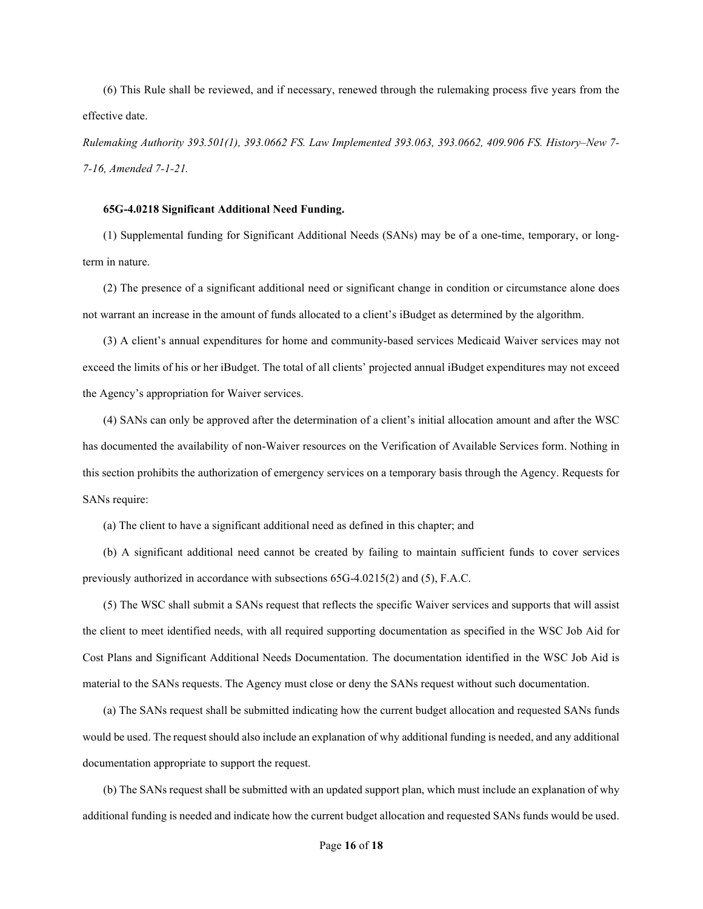(6) This Rule shall be reviewed, and if necessary, renewed through the rulemaking process five years from the effective date.

*Rulemaking Authority 393.501(1), 393.0662 FS. Law Implemented 393.063, 393.0662, 409.906 FS. History–New 7-7-16, Amended 7-1-21.*

**65G-4.0218 Significant Additional Need Funding.**

(1) Supplemental funding for Significant Additional Needs (SANs) may be of a one-time, temporary, or long-term in nature.

(2) The presence of a significant additional need or significant change in condition or circumstance alone does not warrant an increase in the amount of funds allocated to a client's iBudget as determined by the algorithm.

(3) A client's annual expenditures for home and community-based services Medicaid Waiver services may not exceed the limits of his or her iBudget. The total of all clients' projected annual iBudget expenditures may not exceed the Agency's appropriation for Waiver services.

(4) SANs can only be approved after the determination of a client's initial allocation amount and after the WSC has documented the availability of non-Waiver resources on the Verification of Available Services form. Nothing in this section prohibits the authorization of emergency services on a temporary basis through the Agency. Requests for SANs require:

(a) The client to have a significant additional need as defined in this chapter; and

(b) A significant additional need cannot be created by failing to maintain sufficient funds to cover services previously authorized in accordance with subsections 65G-4.0215(2) and (5), F.A.C.

(5) The WSC shall submit a SANs request that reflects the specific Waiver services and supports that will assist the client to meet identified needs, with all required supporting documentation as specified in the WSC Job Aid for Cost Plans and Significant Additional Needs Documentation. The documentation identified in the WSC Job Aid is material to the SANs requests. The Agency must close or deny the SANs request without such documentation.

(a) The SANs request shall be submitted indicating how the current budget allocation and requested SANs funds would be used. The request should also include an explanation of why additional funding is needed, and any additional documentation appropriate to support the request.

(b) The SANs request shall be submitted with an updated support plan, which must include an explanation of why additional funding is needed and indicate how the current budget allocation and requested SANs funds would be used.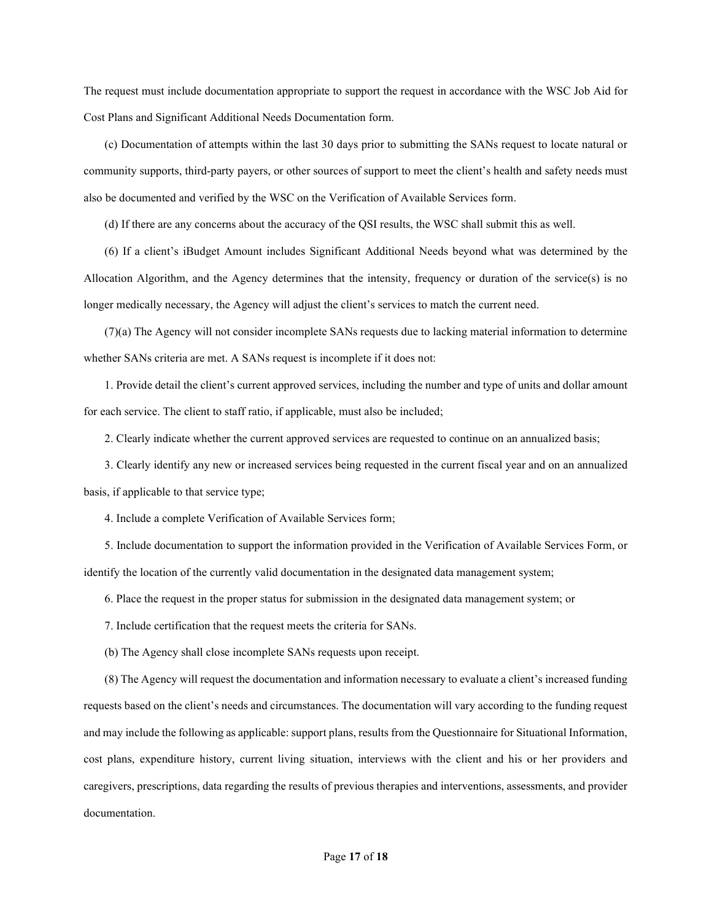The request must include documentation appropriate to support the request in accordance with the WSC Job Aid for Cost Plans and Significant Additional Needs Documentation form.

(c) Documentation of attempts within the last 30 days prior to submitting the SANs request to locate natural or community supports, third-party payers, or other sources of support to meet the client's health and safety needs must also be documented and verified by the WSC on the Verification of Available Services form.

(d) If there are any concerns about the accuracy of the QSI results, the WSC shall submit this as well.

(6) If a client's iBudget Amount includes Significant Additional Needs beyond what was determined by the Allocation Algorithm, and the Agency determines that the intensity, frequency or duration of the service(s) is no longer medically necessary, the Agency will adjust the client's services to match the current need.

(7)(a) The Agency will not consider incomplete SANs requests due to lacking material information to determine whether SANs criteria are met. A SANs request is incomplete if it does not:

1. Provide detail the client's current approved services, including the number and type of units and dollar amount for each service. The client to staff ratio, if applicable, must also be included;

2. Clearly indicate whether the current approved services are requested to continue on an annualized basis;

3. Clearly identify any new or increased services being requested in the current fiscal year and on an annualized basis, if applicable to that service type;

4. Include a complete Verification of Available Services form;

5. Include documentation to support the information provided in the Verification of Available Services Form, or identify the location of the currently valid documentation in the designated data management system;

6. Place the request in the proper status for submission in the designated data management system; or

7. Include certification that the request meets the criteria for SANs.

(b) The Agency shall close incomplete SANs requests upon receipt.

(8) The Agency will request the documentation and information necessary to evaluate a client's increased funding requests based on the client's needs and circumstances. The documentation will vary according to the funding request and may include the following as applicable: support plans, results from the Questionnaire for Situational Information, cost plans, expenditure history, current living situation, interviews with the client and his or her providers and caregivers, prescriptions, data regarding the results of previous therapies and interventions, assessments, and provider documentation.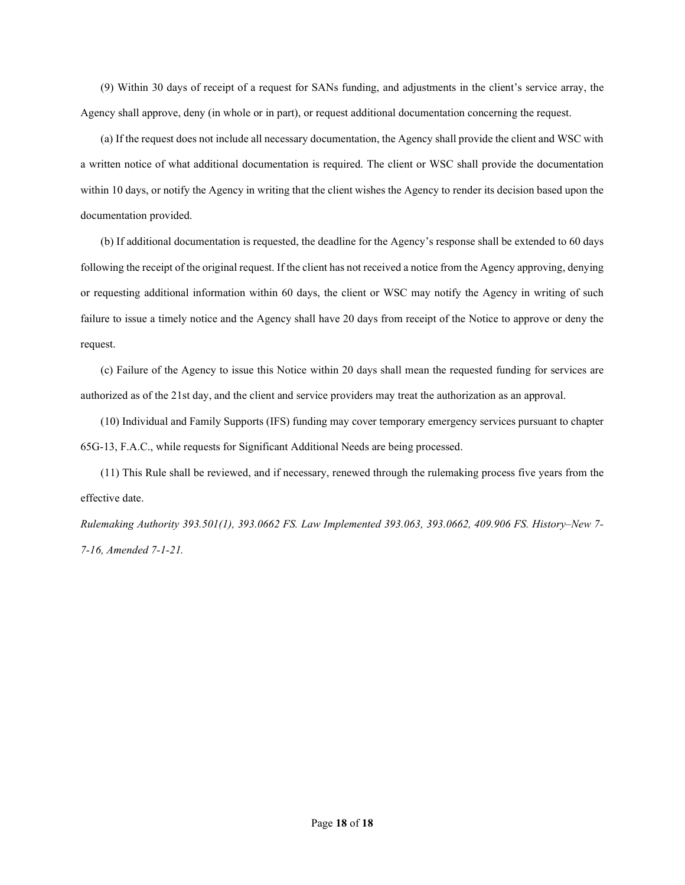(9) Within 30 days of receipt of a request for SANs funding, and adjustments in the client's service array, the Agency shall approve, deny (in whole or in part), or request additional documentation concerning the request.

(a) If the request does not include all necessary documentation, the Agency shall provide the client and WSC with a written notice of what additional documentation is required. The client or WSC shall provide the documentation within 10 days, or notify the Agency in writing that the client wishes the Agency to render its decision based upon the documentation provided.

(b) If additional documentation is requested, the deadline for the Agency's response shall be extended to 60 days following the receipt of the original request. If the client has not received a notice from the Agency approving, denying or requesting additional information within 60 days, the client or WSC may notify the Agency in writing of such failure to issue a timely notice and the Agency shall have 20 days from receipt of the Notice to approve or deny the request.

(c) Failure of the Agency to issue this Notice within 20 days shall mean the requested funding for services are authorized as of the 21st day, and the client and service providers may treat the authorization as an approval.

(10) Individual and Family Supports (IFS) funding may cover temporary emergency services pursuant to chapter 65G-13, F.A.C., while requests for Significant Additional Needs are being processed.

(11) This Rule shall be reviewed, and if necessary, renewed through the rulemaking process five years from the effective date.

*Rulemaking Authority 393.501(1), 393.0662 FS. Law Implemented 393.063, 393.0662, 409.906 FS. History–New 7-7-16, Amended 7-1-21.*